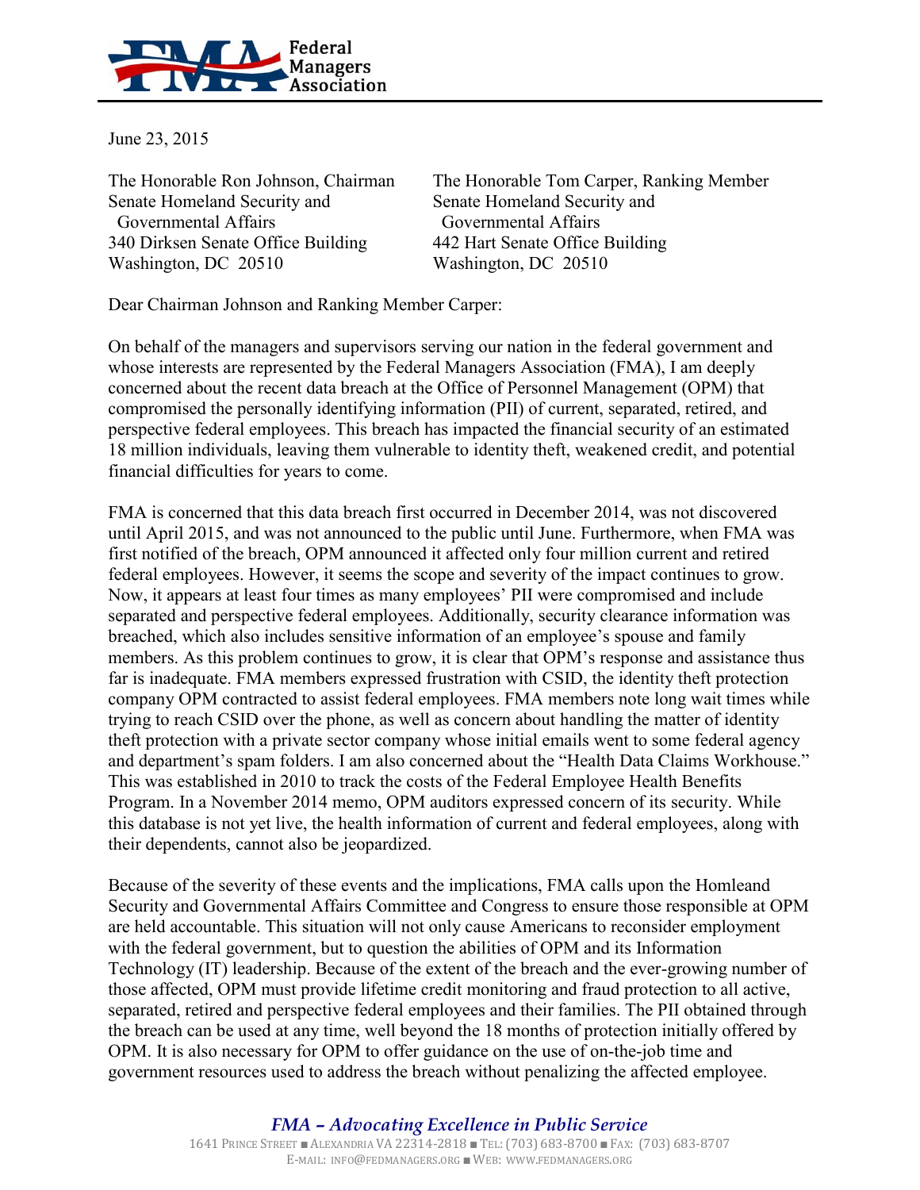**Federal Managers Association**

June 23, 2015

The Honorable Ron Johnson, Chairman
Senate Homeland Security and
Governmental Affairs
340 Dirksen Senate Office Building
Washington, DC 20510

The Honorable Tom Carper, Ranking Member
Senate Homeland Security and
Governmental Affairs
442 Hart Senate Office Building
Washington, DC 20510

Dear Chairman Johnson and Ranking Member Carper:

On behalf of the managers and supervisors serving our nation in the federal government and whose interests are represented by the Federal Managers Association (FMA), I am deeply concerned about the recent data breach at the Office of Personnel Management (OPM) that compromised the personally identifying information (PII) of current, separated, retired, and perspective federal employees. This breach has impacted the financial security of an estimated 18 million individuals, leaving them vulnerable to identity theft, weakened credit, and potential financial difficulties for years to come.

FMA is concerned that this data breach first occurred in December 2014, was not discovered until April 2015, and was not announced to the public until June. Furthermore, when FMA was first notified of the breach, OPM announced it affected only four million current and retired federal employees. However, it seems the scope and severity of the impact continues to grow. Now, it appears at least four times as many employees' PII were compromised and include separated and perspective federal employees. Additionally, security clearance information was breached, which also includes sensitive information of an employee's spouse and family members. As this problem continues to grow, it is clear that OPM's response and assistance thus far is inadequate. FMA members expressed frustration with CSID, the identity theft protection company OPM contracted to assist federal employees. FMA members note long wait times while trying to reach CSID over the phone, as well as concern about handling the matter of identity theft protection with a private sector company whose initial emails went to some federal agency and department's spam folders. I am also concerned about the "Health Data Claims Workhouse." This was established in 2010 to track the costs of the Federal Employee Health Benefits Program. In a November 2014 memo, OPM auditors expressed concern of its security. While this database is not yet live, the health information of current and federal employees, along with their dependents, cannot also be jeopardized.

Because of the severity of these events and the implications, FMA calls upon the Homleand Security and Governmental Affairs Committee and Congress to ensure those responsible at OPM are held accountable. This situation will not only cause Americans to reconsider employment with the federal government, but to question the abilities of OPM and its Information Technology (IT) leadership. Because of the extent of the breach and the ever-growing number of those affected, OPM must provide lifetime credit monitoring and fraud protection to all active, separated, retired and perspective federal employees and their families. The PII obtained through the breach can be used at any time, well beyond the 18 months of protection initially offered by OPM. It is also necessary for OPM to offer guidance on the use of on-the-job time and government resources used to address the breach without penalizing the affected employee.

*FMA – Advocating Excellence in Public Service*
1641 Prince Street ■ Alexandria VA 22314-2818 ■ Tel: (703) 683-8700 ■ Fax: (703) 683-8707
E-mail: info@fedmanagers.org ■ Web: www.fedmanagers.org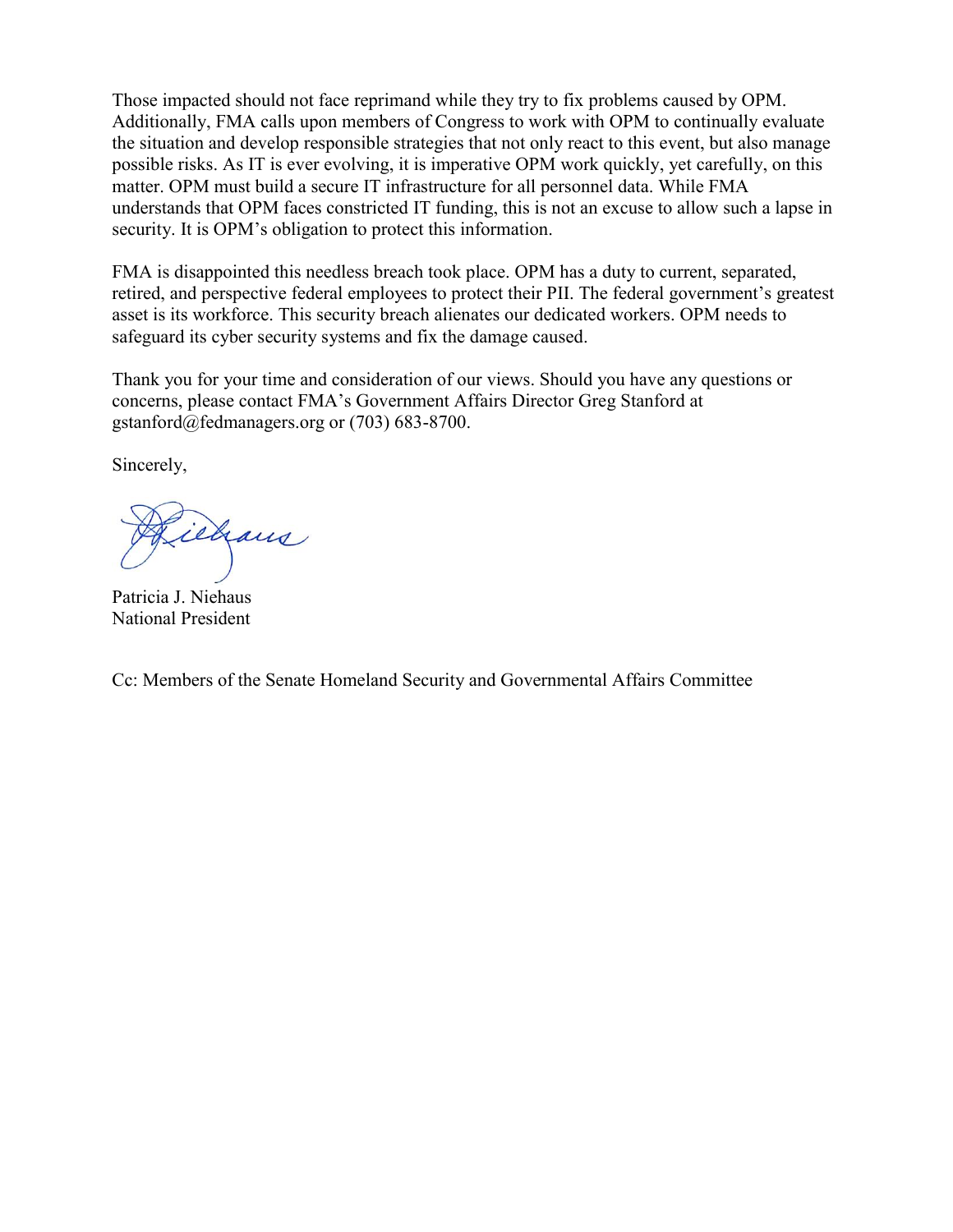Those impacted should not face reprimand while they try to fix problems caused by OPM. Additionally, FMA calls upon members of Congress to work with OPM to continually evaluate the situation and develop responsible strategies that not only react to this event, but also manage possible risks. As IT is ever evolving, it is imperative OPM work quickly, yet carefully, on this matter. OPM must build a secure IT infrastructure for all personnel data. While FMA understands that OPM faces constricted IT funding, this is not an excuse to allow such a lapse in security. It is OPM's obligation to protect this information.

FMA is disappointed this needless breach took place. OPM has a duty to current, separated, retired, and perspective federal employees to protect their PII. The federal government's greatest asset is its workforce. This security breach alienates our dedicated workers. OPM needs to safeguard its cyber security systems and fix the damage caused.

Thank you for your time and consideration of our views. Should you have any questions or concerns, please contact FMA's Government Affairs Director Greg Stanford at gstanford@fedmanagers.org or (703) 683-8700.

Sincerely,

Patricia J. Niehaus
National President

Cc: Members of the Senate Homeland Security and Governmental Affairs Committee